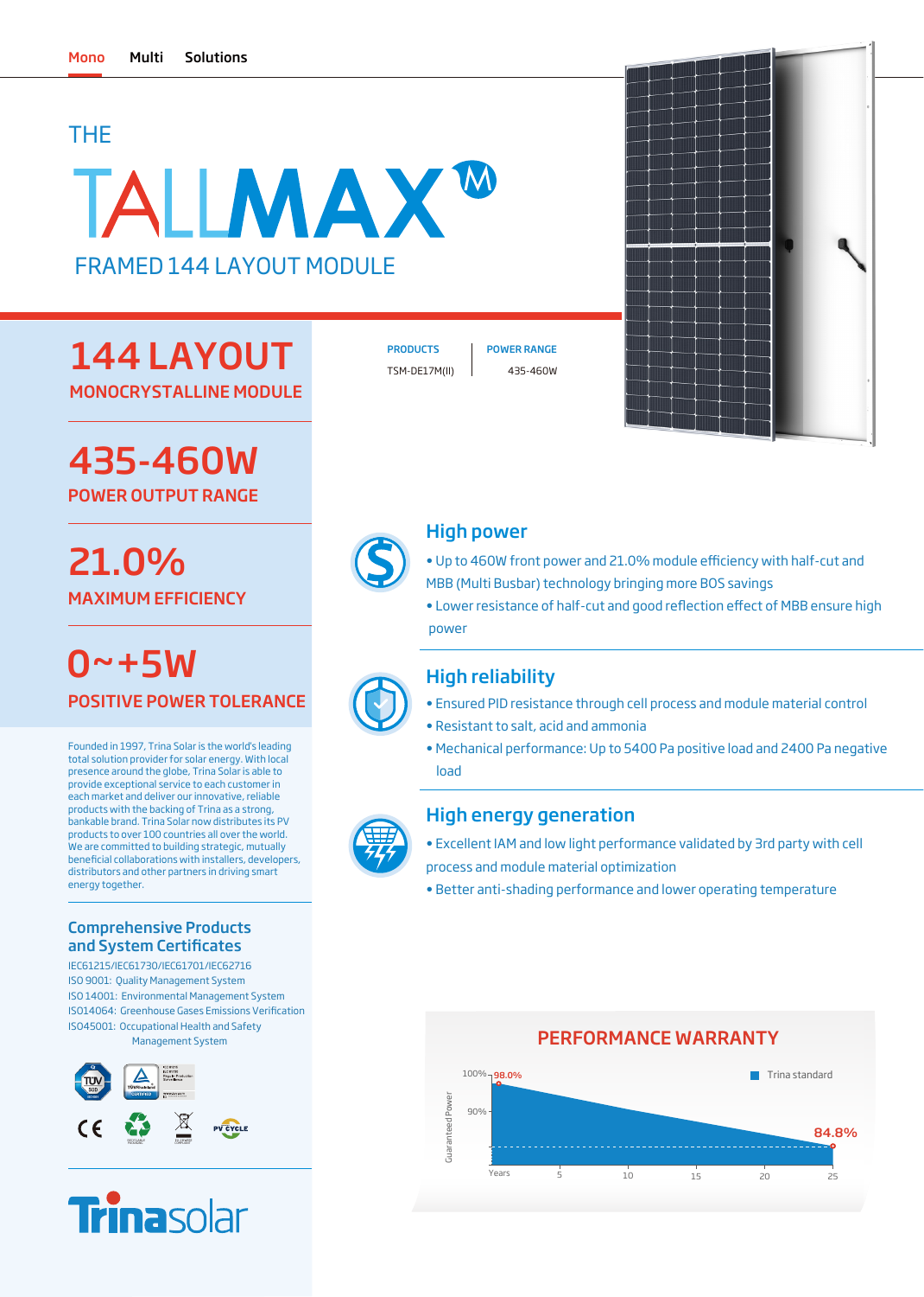Mono Multi Solutions

# THE TALLMAX[M]

## FRAMED 144 LAYOUT MODULE

## 144 LAYOUT

MONOCRYSTALLINE MODULE

| PRODUCTS | POWER RANGE |
| --- | --- |
| TSM-DE17M(II) | 435-460W |

## 435-460W

POWER OUTPUT RANGE

## 21.0%

MAXIMUM EFFICIENCY

## 0~+5W

POSITIVE POWER TOLERANCE

Founded in 1997, Trina Solar is the world's leading total solution provider for solar energy. With local presence around the globe, Trina Solar is able to provide exceptional service to each customer in each market and deliver our innovative, reliable products with the backing of Trina as a strong, bankable brand. Trina Solar now distributes its PV products to over 100 countries all over the world. We are committed to building strategic, mutually beneficial collaborations with installers, developers, distributors and other partners in driving smart energy together.

### Comprehensive Products and System Certificates

IEC61215/IEC61730/IEC61701/IEC62716
ISO 9001: Quality Management System
ISO 14001: Environmental Management System
ISO14064: Greenhouse Gases Emissions Verification
ISO45001: Occupational Health and Safety Management System

Trinasolar

### High power

- Up to 460W front power and 21.0% module efficiency with half-cut and MBB (Multi Busbar) technology bringing more BOS savings
- Lower resistance of half-cut and good reflection effect of MBB ensure high power

### High reliability

- Ensured PID resistance through cell process and module material control
- Resistant to salt, acid and ammonia
- Mechanical performance: Up to 5400 Pa positive load and 2400 Pa negative load

### High energy generation

- Excellent IAM and low light performance validated by 3rd party with cell process and module material optimization
- Better anti-shading performance and lower operating temperature

### PERFORMANCE WARRANTY

Trina standard

Guaranteed Power: 100%, 90%; 98.0% (start), 84.8% (year 25)

Years: 5, 10, 15, 20, 25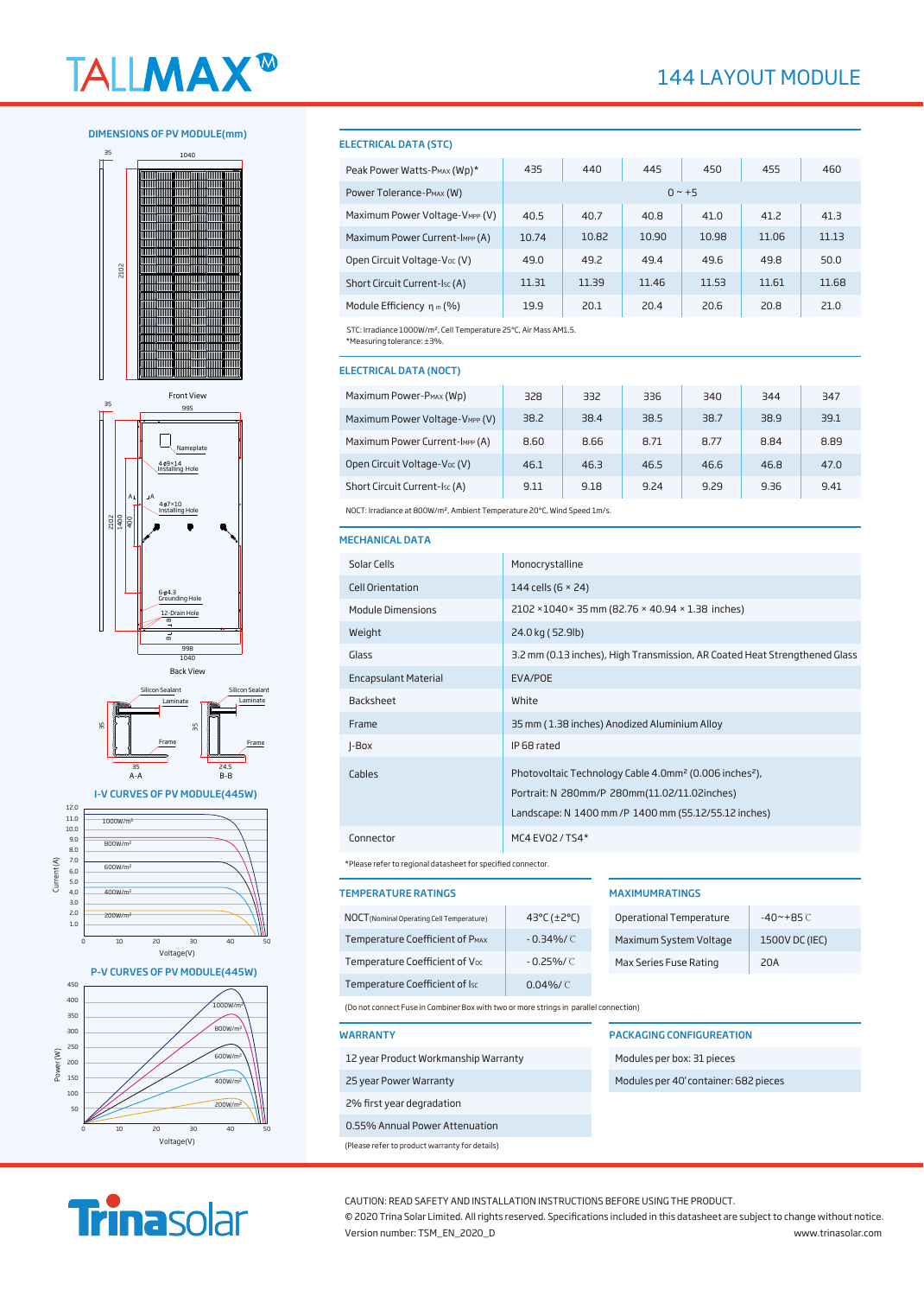# TALLMAX

## 144 LAYOUT MODULE

### DIMENSIONS OF PV MODULE(mm)

35
1040
2202
Front View
35
995
Nameplate
4-φ9×14 Installing Hole
A
A
4-φ7×10 Installing Hole
2202
1400
400
6-φ4.3 Grounding Hole
12-Drain Hole
B
B
998
1040
Back View
Silicon Sealant
Laminate
Frame
35
35
A-A
Silicon Sealant
Laminate
Frame
35
24.5
B-B

### I-V CURVES OF PV MODULE(445W)

Current(A)
12.0
11.0
10.0
9.0
8.0
7.0
6.0
5.0
4.0
3.0
2.0
1.0
1000W/m²
800W/m²
600W/m²
400W/m²
200W/m²
0
10
20
30
40
50
Voltage(V)

### P-V CURVES OF PV MODULE(445W)

Power(W)
450
400
350
300
250
200
150
100
50
1000W/m²
800W/m²
600W/m²
400W/m²
200W/m²
0
10
20
30
40
50
Voltage(V)

### ELECTRICAL DATA (STC)

| | | | | | | |
|---|---|---|---|---|---|---|
| Peak Power Watts-$P_{MAX}$ (Wp)* | 435 | 440 | 445 | 450 | 455 | 460 |
| Power Tolerance-$P_{MAX}$ (W) | 0 ~ +5 | | | | | |
| Maximum Power Voltage-$V_{MPP}$ (V) | 40.5 | 40.7 | 40.8 | 41.0 | 41.2 | 41.3 |
| Maximum Power Current-$I_{MPP}$ (A) | 10.74 | 10.82 | 10.90 | 10.98 | 11.06 | 11.13 |
| Open Circuit Voltage-$V_{OC}$ (V) | 49.0 | 49.2 | 49.4 | 49.6 | 49.8 | 50.0 |
| Short Circuit Current-$I_{SC}$ (A) | 11.31 | 11.39 | 11.46 | 11.53 | 11.61 | 11.68 |
| Module Efficiency $\eta_m$ (%) | 19.9 | 20.1 | 20.4 | 20.6 | 20.8 | 21.0 |

STC: Irradiance 1000W/m², Cell Temperature 25°C, Air Mass AM1.5.
*Measuring tolerance: ±3%.

### ELECTRICAL DATA (NOCT)

| | | | | | | |
|---|---|---|---|---|---|---|
| Maximum Power-$P_{MAX}$ (Wp) | 328 | 332 | 336 | 340 | 344 | 347 |
| Maximum Power Voltage-$V_{MPP}$ (V) | 38.2 | 38.4 | 38.5 | 38.7 | 38.9 | 39.1 |
| Maximum Power Current-$I_{MPP}$ (A) | 8.60 | 8.66 | 8.71 | 8.77 | 8.84 | 8.89 |
| Open Circuit Voltage-$V_{OC}$ (V) | 46.1 | 46.3 | 46.5 | 46.6 | 46.8 | 47.0 |
| Short Circuit Current-$I_{SC}$ (A) | 9.11 | 9.18 | 9.24 | 9.29 | 9.36 | 9.41 |

NOCT: Irradiance at 800W/m², Ambient Temperature 20°C, Wind Speed 1m/s.

### MECHANICAL DATA

| | |
|---|---|
| Solar Cells | Monocrystalline |
| Cell Orientation | 144 cells (6 × 24) |
| Module Dimensions | 2102 ×1040× 35 mm (82.76 × 40.94 × 1.38 inches) |
| Weight | 24.0 kg ( 52.9lb) |
| Glass | 3.2 mm (0.13 inches), High Transmission, AR Coated Heat Strengthened Glass |
| Encapsulant Material | EVA/POE |
| Backsheet | White |
| Frame | 35 mm ( 1.38 inches) Anodized Aluminium Alloy |
| J-Box | IP 68 rated |
| Cables | Photovoltaic Technology Cable 4.0mm² (0.006 inches²), Portrait: N 280mm/P 280mm(11.02/11.02inches) Landscape: N 1400 mm /P 1400 mm (55.12/55.12 inches) |
| Connector | MC4 EVO2 / TS4* |

*Please refer to regional datasheet for specified connector.

### TEMPERATURE RATINGS

| | |
|---|---|
| NOCT (Nominal Operating Cell Temperature) | 43°C (±2°C) |
| Temperature Coefficient of $P_{MAX}$ | - 0.34%/°C |
| Temperature Coefficient of $V_{OC}$ | - 0.25%/°C |
| Temperature Coefficient of $I_{SC}$ | 0.04%/°C |

### MAXIMUMRATINGS

| | |
|---|---|
| Operational Temperature | -40~+85°C |
| Maximum System Voltage | 1500V DC (IEC) |
| Max Series Fuse Rating | 20A |

(Do not connect Fuse in Combiner Box with two or more strings in parallel connection)

### WARRANTY

- 12 year Product Workmanship Warranty
- 25 year Power Warranty
- 2% first year degradation
- 0.55% Annual Power Attenuation

(Please refer to product warranty for details)

### PACKAGING CONFIGUREATION

- Modules per box: 31 pieces
- Modules per 40' container: 682 pieces

Trinasolar

CAUTION: READ SAFETY AND INSTALLATION INSTRUCTIONS BEFORE USING THE PRODUCT.
© 2020 Trina Solar Limited. All rights reserved. Specifications included in this datasheet are subject to change without notice.
Version number: TSM_EN_2020_D
www.trinasolar.com